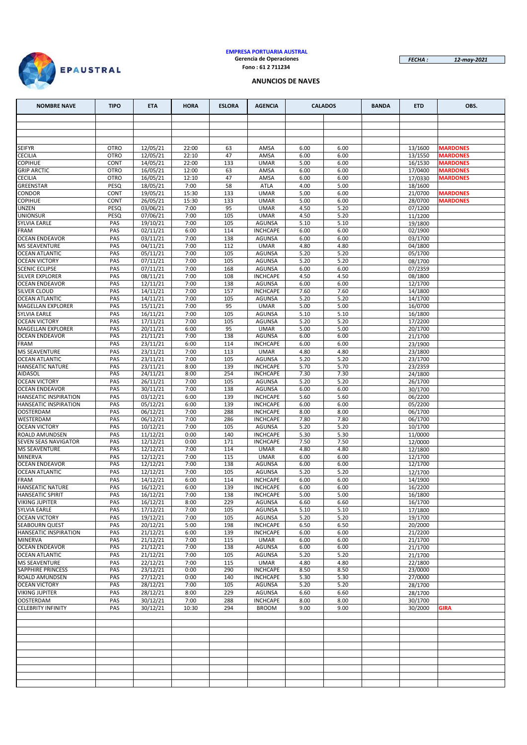**EMPRESA PORTUARIA AUSTRAL**
**Gerencia de Operaciones**
**Fono : 61 2 711234**

*FECHA :* *12-may-2021*

## ANUNCIOS DE NAVES

| NOMBRE NAVE | TIPO | ETA | HORA | ESLORA | AGENCIA | CALADOS | | BANDA | ETD | OBS. |
|---|---|---|---|---|---|---|---|---|---|---|
| SEIFYR | OTRO | 12/05/21 | 22:00 | 63 | AMSA | 6.00 | 6.00 | | 13/1600 | MARDONES |
| CECILIA | OTRO | 12/05/21 | 22:10 | 47 | AMSA | 6.00 | 6.00 | | 13/1550 | MARDONES |
| COPIHUE | CONT | 14/05/21 | 22:00 | 133 | UMAR | 5.00 | 6.00 | | 16/1530 | MARDONES |
| GRIP ARCTIC | OTRO | 16/05/21 | 12:00 | 63 | AMSA | 6.00 | 6.00 | | 17/0400 | MARDONES |
| CECILIA | OTRO | 16/05/21 | 12:10 | 47 | AMSA | 6.00 | 6.00 | | 17/0330 | MARDONES |
| GREENSTAR | PESQ | 18/05/21 | 7:00 | 58 | ATLA | 4.00 | 5.00 | | 18/1600 | |
| CONDOR | CONT | 19/05/21 | 15:30 | 133 | UMAR | 5.00 | 6.00 | | 21/0700 | MARDONES |
| COPIHUE | CONT | 26/05/21 | 15:30 | 133 | UMAR | 5.00 | 6.00 | | 28/0700 | MARDONES |
| UNZEN | PESQ | 03/06/21 | 7:00 | 95 | UMAR | 4.50 | 5.20 | | 07/1200 | |
| UNIONSUR | PESQ | 07/06/21 | 7:00 | 105 | UMAR | 4.50 | 5.20 | | 11/1200 | |
| SYLVIA EARLE | PAS | 19/10/21 | 7:00 | 105 | AGUNSA | 5.10 | 5.10 | | 19/1800 | |
| FRAM | PAS | 02/11/21 | 6:00 | 114 | INCHCAPE | 6.00 | 6.00 | | 02/1900 | |
| OCEAN ENDEAVOR | PAS | 03/11/21 | 7:00 | 138 | AGUNSA | 6.00 | 6.00 | | 03/1700 | |
| MS SEAVENTURE | PAS | 04/11/21 | 7:00 | 112 | UMAR | 4.80 | 4.80 | | 04/1800 | |
| OCEAN ATLANTIC | PAS | 05/11/21 | 7:00 | 105 | AGUNSA | 5.20 | 5.20 | | 05/1700 | |
| OCEAN VICTORY | PAS | 07/11/21 | 7:00 | 105 | AGUNSA | 5.20 | 5.20 | | 08/1700 | |
| SCENIC ECLIPSE | PAS | 07/11/21 | 7:00 | 168 | AGUNSA | 6.00 | 6.00 | | 07/2359 | |
| SILVER EXPLORER | PAS | 08/11/21 | 7:00 | 108 | INCHCAPE | 4.50 | 4.50 | | 08/1800 | |
| OCEAN ENDEAVOR | PAS | 12/11/21 | 7:00 | 138 | AGUNSA | 6.00 | 6.00 | | 12/1700 | |
| SILVER CLOUD | PAS | 14/11/21 | 7:00 | 157 | INCHCAPE | 7.60 | 7.60 | | 14/1800 | |
| OCEAN ATLANTIC | PAS | 14/11/21 | 7:00 | 105 | AGUNSA | 5.20 | 5.20 | | 14/1700 | |
| MAGELLAN EXPLORER | PAS | 15/11/21 | 7:00 | 95 | UMAR | 5.00 | 5.00 | | 16/0700 | |
| SYLVIA EARLE | PAS | 16/11/21 | 7:00 | 105 | AGUNSA | 5.10 | 5.10 | | 16/1800 | |
| OCEAN VICTORY | PAS | 17/11/21 | 7:00 | 105 | AGUNSA | 5.20 | 5.20 | | 17/2200 | |
| MAGELLAN EXPLORER | PAS | 20/11/21 | 6:00 | 95 | UMAR | 5.00 | 5.00 | | 20/1700 | |
| OCEAN ENDEAVOR | PAS | 21/11/21 | 7:00 | 138 | AGUNSA | 6.00 | 6.00 | | 21/1700 | |
| FRAM | PAS | 23/11/21 | 6:00 | 114 | INCHCAPE | 6.00 | 6.00 | | 23/1900 | |
| MS SEAVENTURE | PAS | 23/11/21 | 7:00 | 113 | UMAR | 4.80 | 4.80 | | 23/1800 | |
| OCEAN ATLANTIC | PAS | 23/11/21 | 7:00 | 105 | AGUNSA | 5.20 | 5.20 | | 23/1700 | |
| HANSEATIC NATURE | PAS | 23/11/21 | 8:00 | 139 | INCHCAPE | 5.70 | 5.70 | | 23/2359 | |
| AIDASOL | PAS | 24/11/21 | 8:00 | 254 | INCHCAPE | 7.30 | 7.30 | | 24/1800 | |
| OCEAN VICTORY | PAS | 26/11/21 | 7:00 | 105 | AGUNSA | 5.20 | 5.20 | | 26/1700 | |
| OCEAN ENDEAVOR | PAS | 30/11/21 | 7:00 | 138 | AGUNSA | 6.00 | 6.00 | | 30/1700 | |
| HANSEATIC INSPIRATION | PAS | 03/12/21 | 6:00 | 139 | INCHCAPE | 5.60 | 5.60 | | 06/2200 | |
| HANSEATIC INSPIRATION | PAS | 05/12/21 | 6:00 | 139 | INCHCAPE | 6.00 | 6.00 | | 05/2200 | |
| OOSTERDAM | PAS | 06/12/21 | 7:00 | 288 | INCHCAPE | 8.00 | 8.00 | | 06/1700 | |
| WESTERDAM | PAS | 06/12/21 | 7:00 | 286 | INCHCAPE | 7.80 | 7.80 | | 06/1700 | |
| OCEAN VICTORY | PAS | 10/12/21 | 7:00 | 105 | AGUNSA | 5.20 | 5.20 | | 10/1700 | |
| ROALD AMUNDSEN | PAS | 11/12/21 | 0:00 | 140 | INCHCAPE | 5.30 | 5.30 | | 11/0000 | |
| SEVEN SEAS NAVIGATOR | PAS | 12/12/21 | 0:00 | 171 | INCHCAPE | 7.50 | 7.50 | | 12/0000 | |
| MS SEAVENTURE | PAS | 12/12/21 | 7:00 | 114 | UMAR | 4.80 | 4.80 | | 12/1800 | |
| MINERVA | PAS | 12/12/21 | 7:00 | 115 | UMAR | 6.00 | 6.00 | | 12/1700 | |
| OCEAN ENDEAVOR | PAS | 12/12/21 | 7:00 | 138 | AGUNSA | 6.00 | 6.00 | | 12/1700 | |
| OCEAN ATLANTIC | PAS | 12/12/21 | 7:00 | 105 | AGUNSA | 5.20 | 5.20 | | 12/1700 | |
| FRAM | PAS | 14/12/21 | 6:00 | 114 | INCHCAPE | 6.00 | 6.00 | | 14/1900 | |
| HANSEATIC NATURE | PAS | 16/12/21 | 6:00 | 139 | INCHCAPE | 6.00 | 6.00 | | 16/2200 | |
| HANSEATIC SPIRIT | PAS | 16/12/21 | 7:00 | 138 | INCHCAPE | 5.00 | 5.00 | | 16/1800 | |
| VIKING JUPITER | PAS | 16/12/21 | 8:00 | 229 | AGUNSA | 6.60 | 6.60 | | 16/1700 | |
| SYLVIA EARLE | PAS | 17/12/21 | 7:00 | 105 | AGUNSA | 5.10 | 5.10 | | 17/1800 | |
| OCEAN VICTORY | PAS | 19/12/21 | 7:00 | 105 | AGUNSA | 5.20 | 5.20 | | 19/1700 | |
| SEABOURN QUEST | PAS | 20/12/21 | 5:00 | 198 | INCHCAPE | 6.50 | 6.50 | | 20/2000 | |
| HANSEATIC INSPIRATION | PAS | 21/12/21 | 6:00 | 139 | INCHCAPE | 6.00 | 6.00 | | 21/2200 | |
| MINERVA | PAS | 21/12/21 | 7:00 | 115 | UMAR | 6.00 | 6.00 | | 21/1700 | |
| OCEAN ENDEAVOR | PAS | 21/12/21 | 7:00 | 138 | AGUNSA | 6.00 | 6.00 | | 21/1700 | |
| OCEAN ATLANTIC | PAS | 21/12/21 | 7:00 | 105 | AGUNSA | 5.20 | 5.20 | | 21/1700 | |
| MS SEAVENTURE | PAS | 22/12/21 | 7:00 | 115 | UMAR | 4.80 | 4.80 | | 22/1800 | |
| SAPPHIRE PRINCESS | PAS | 23/12/21 | 0:00 | 290 | INCHCAPE | 8.50 | 8.50 | | 23/0000 | |
| ROALD AMUNDSEN | PAS | 27/12/21 | 0:00 | 140 | INCHCAPE | 5.30 | 5.30 | | 27/0000 | |
| OCEAN VICTORY | PAS | 28/12/21 | 7:00 | 105 | AGUNSA | 5.20 | 5.20 | | 28/1700 | |
| VIKING JUPITER | PAS | 28/12/21 | 8:00 | 229 | AGUNSA | 6.60 | 6.60 | | 28/1700 | |
| OOSTERDAM | PAS | 30/12/21 | 7:00 | 288 | INCHCAPE | 8.00 | 8.00 | | 30/1700 | |
| CELEBRITY INFINITY | PAS | 30/12/21 | 10:30 | 294 | BROOM | 9.00 | 9.00 | | 30/2000 | GIRA |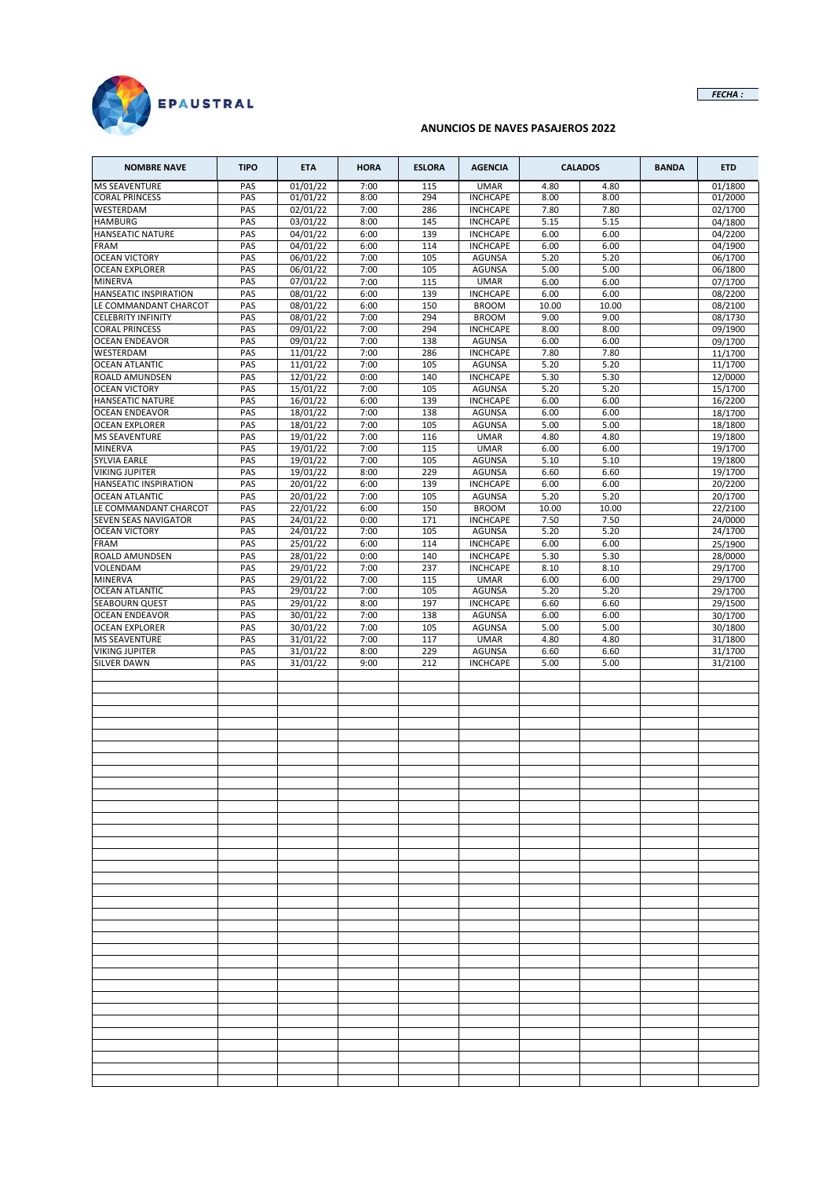EPAUSTRAL

*FECHA :*

## ANUNCIOS DE NAVES PASAJEROS 2022

| NOMBRE NAVE | TIPO | ETA | HORA | ESLORA | AGENCIA | CALADOS | | BANDA | ETD |
|---|---|---|---|---|---|---|---|---|---|
| MS SEAVENTURE | PAS | 01/01/22 | 7:00 | 115 | UMAR | 4.80 | 4.80 | | 01/1800 |
| CORAL PRINCESS | PAS | 01/01/22 | 8:00 | 294 | INCHCAPE | 8.00 | 8.00 | | 01/2000 |
| WESTERDAM | PAS | 02/01/22 | 7:00 | 286 | INCHCAPE | 7.80 | 7.80 | | 02/1700 |
| HAMBURG | PAS | 03/01/22 | 8:00 | 145 | INCHCAPE | 5.15 | 5.15 | | 04/1800 |
| HANSEATIC NATURE | PAS | 04/01/22 | 6:00 | 139 | INCHCAPE | 6.00 | 6.00 | | 04/2200 |
| FRAM | PAS | 04/01/22 | 6:00 | 114 | INCHCAPE | 6.00 | 6.00 | | 04/1900 |
| OCEAN VICTORY | PAS | 06/01/22 | 7:00 | 105 | AGUNSA | 5.20 | 5.20 | | 06/1700 |
| OCEAN EXPLORER | PAS | 06/01/22 | 7:00 | 105 | AGUNSA | 5.00 | 5.00 | | 06/1800 |
| MINERVA | PAS | 07/01/22 | 7:00 | 115 | UMAR | 6.00 | 6.00 | | 07/1700 |
| HANSEATIC INSPIRATION | PAS | 08/01/22 | 6:00 | 139 | INCHCAPE | 6.00 | 6.00 | | 08/2200 |
| LE COMMANDANT CHARCOT | PAS | 08/01/22 | 6:00 | 150 | BROOM | 10.00 | 10.00 | | 08/2100 |
| CELEBRITY INFINITY | PAS | 08/01/22 | 7:00 | 294 | BROOM | 9.00 | 9.00 | | 08/1730 |
| CORAL PRINCESS | PAS | 09/01/22 | 7:00 | 294 | INCHCAPE | 8.00 | 8.00 | | 09/1900 |
| OCEAN ENDEAVOR | PAS | 09/01/22 | 7:00 | 138 | AGUNSA | 6.00 | 6.00 | | 09/1700 |
| WESTERDAM | PAS | 11/01/22 | 7:00 | 286 | INCHCAPE | 7.80 | 7.80 | | 11/1700 |
| OCEAN ATLANTIC | PAS | 11/01/22 | 7:00 | 105 | AGUNSA | 5.20 | 5.20 | | 11/1700 |
| ROALD AMUNDSEN | PAS | 12/01/22 | 0:00 | 140 | INCHCAPE | 5.30 | 5.30 | | 12/0000 |
| OCEAN VICTORY | PAS | 15/01/22 | 7:00 | 105 | AGUNSA | 5.20 | 5.20 | | 15/1700 |
| HANSEATIC NATURE | PAS | 16/01/22 | 6:00 | 139 | INCHCAPE | 6.00 | 6.00 | | 16/2200 |
| OCEAN ENDEAVOR | PAS | 18/01/22 | 7:00 | 138 | AGUNSA | 6.00 | 6.00 | | 18/1700 |
| OCEAN EXPLORER | PAS | 18/01/22 | 7:00 | 105 | AGUNSA | 5.00 | 5.00 | | 18/1800 |
| MS SEAVENTURE | PAS | 19/01/22 | 7:00 | 116 | UMAR | 4.80 | 4.80 | | 19/1800 |
| MINERVA | PAS | 19/01/22 | 7:00 | 115 | UMAR | 6.00 | 6.00 | | 19/1700 |
| SYLVIA EARLE | PAS | 19/01/22 | 7:00 | 105 | AGUNSA | 5.10 | 5.10 | | 19/1800 |
| VIKING JUPITER | PAS | 19/01/22 | 8:00 | 229 | AGUNSA | 6.60 | 6.60 | | 19/1700 |
| HANSEATIC INSPIRATION | PAS | 20/01/22 | 6:00 | 139 | INCHCAPE | 6.00 | 6.00 | | 20/2200 |
| OCEAN ATLANTIC | PAS | 20/01/22 | 7:00 | 105 | AGUNSA | 5.20 | 5.20 | | 20/1700 |
| LE COMMANDANT CHARCOT | PAS | 22/01/22 | 6:00 | 150 | BROOM | 10.00 | 10.00 | | 22/2100 |
| SEVEN SEAS NAVIGATOR | PAS | 24/01/22 | 0:00 | 171 | INCHCAPE | 7.50 | 7.50 | | 24/0000 |
| OCEAN VICTORY | PAS | 24/01/22 | 7:00 | 105 | AGUNSA | 5.20 | 5.20 | | 24/1700 |
| FRAM | PAS | 25/01/22 | 6:00 | 114 | INCHCAPE | 6.00 | 6.00 | | 25/1900 |
| ROALD AMUNDSEN | PAS | 28/01/22 | 0:00 | 140 | INCHCAPE | 5.30 | 5.30 | | 28/0000 |
| VOLENDAM | PAS | 29/01/22 | 7:00 | 237 | INCHCAPE | 8.10 | 8.10 | | 29/1700 |
| MINERVA | PAS | 29/01/22 | 7:00 | 115 | UMAR | 6.00 | 6.00 | | 29/1700 |
| OCEAN ATLANTIC | PAS | 29/01/22 | 7:00 | 105 | AGUNSA | 5.20 | 5.20 | | 29/1700 |
| SEABOURN QUEST | PAS | 29/01/22 | 8:00 | 197 | INCHCAPE | 6.60 | 6.60 | | 29/1500 |
| OCEAN ENDEAVOR | PAS | 30/01/22 | 7:00 | 138 | AGUNSA | 6.00 | 6.00 | | 30/1700 |
| OCEAN EXPLORER | PAS | 30/01/22 | 7:00 | 105 | AGUNSA | 5.00 | 5.00 | | 30/1800 |
| MS SEAVENTURE | PAS | 31/01/22 | 7:00 | 117 | UMAR | 4.80 | 4.80 | | 31/1800 |
| VIKING JUPITER | PAS | 31/01/22 | 8:00 | 229 | AGUNSA | 6.60 | 6.60 | | 31/1700 |
| SILVER DAWN | PAS | 31/01/22 | 9:00 | 212 | INCHCAPE | 5.00 | 5.00 | | 31/2100 |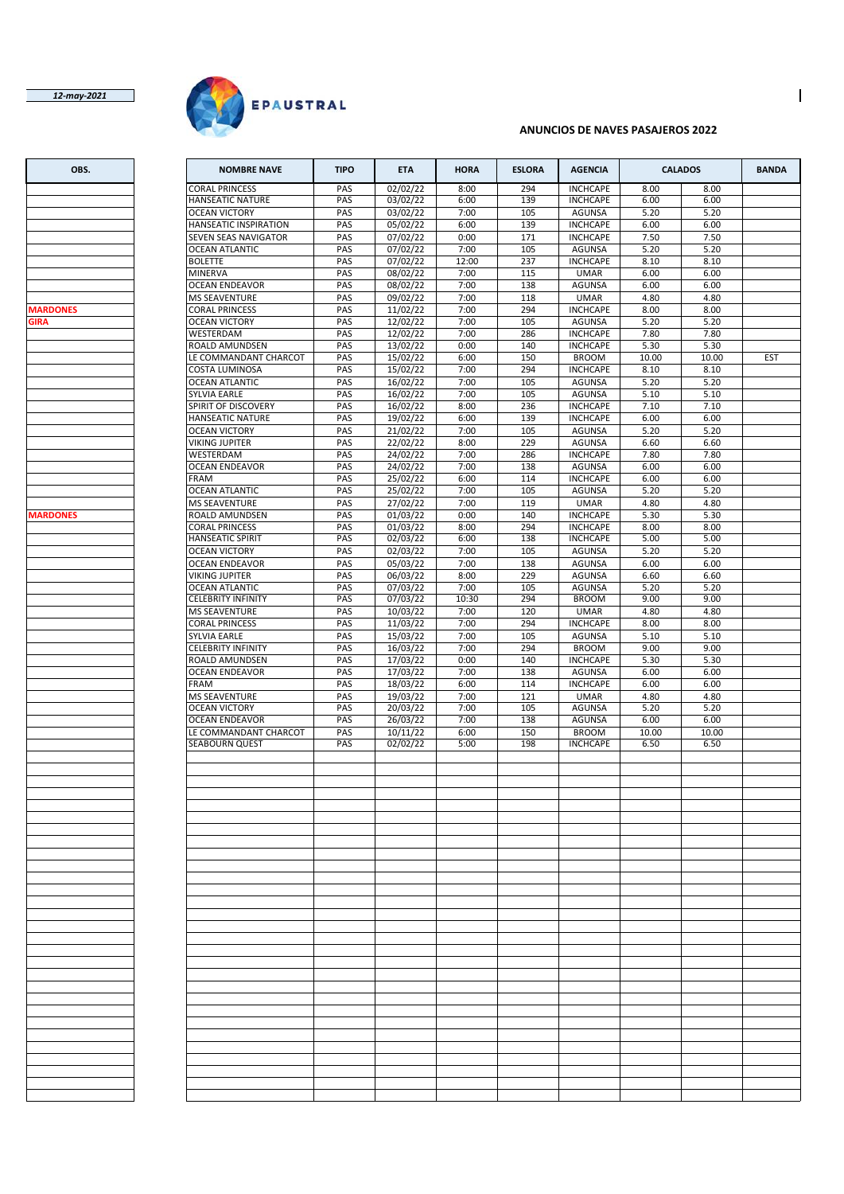*12-may-2021*

EPAUSTRAL

## ANUNCIOS DE NAVES PASAJEROS 2022

| OBS. | NOMBRE NAVE | TIPO | ETA | HORA | ESLORA | AGENCIA | CALADOS | | BANDA |
|---|---|---|---|---|---|---|---|---|---|
| | CORAL PRINCESS | PAS | 02/02/22 | 8:00 | 294 | INCHCAPE | 8.00 | 8.00 | |
| | HANSEATIC NATURE | PAS | 03/02/22 | 6:00 | 139 | INCHCAPE | 6.00 | 6.00 | |
| | OCEAN VICTORY | PAS | 03/02/22 | 7:00 | 105 | AGUNSA | 5.20 | 5.20 | |
| | HANSEATIC INSPIRATION | PAS | 05/02/22 | 6:00 | 139 | INCHCAPE | 6.00 | 6.00 | |
| | SEVEN SEAS NAVIGATOR | PAS | 07/02/22 | 0:00 | 171 | INCHCAPE | 7.50 | 7.50 | |
| | OCEAN ATLANTIC | PAS | 07/02/22 | 7:00 | 105 | AGUNSA | 5.20 | 5.20 | |
| | BOLETTE | PAS | 07/02/22 | 12:00 | 237 | INCHCAPE | 8.10 | 8.10 | |
| | MINERVA | PAS | 08/02/22 | 7:00 | 115 | UMAR | 6.00 | 6.00 | |
| | OCEAN ENDEAVOR | PAS | 08/02/22 | 7:00 | 138 | AGUNSA | 6.00 | 6.00 | |
| | MS SEAVENTURE | PAS | 09/02/22 | 7:00 | 118 | UMAR | 4.80 | 4.80 | |
| MARDONES | CORAL PRINCESS | PAS | 11/02/22 | 7:00 | 294 | INCHCAPE | 8.00 | 8.00 | |
| GIRA | OCEAN VICTORY | PAS | 12/02/22 | 7:00 | 105 | AGUNSA | 5.20 | 5.20 | |
| | WESTERDAM | PAS | 12/02/22 | 7:00 | 286 | INCHCAPE | 7.80 | 7.80 | |
| | ROALD AMUNDSEN | PAS | 13/02/22 | 0:00 | 140 | INCHCAPE | 5.30 | 5.30 | |
| | LE COMMANDANT CHARCOT | PAS | 15/02/22 | 6:00 | 150 | BROOM | 10.00 | 10.00 | EST |
| | COSTA LUMINOSA | PAS | 15/02/22 | 7:00 | 294 | INCHCAPE | 8.10 | 8.10 | |
| | OCEAN ATLANTIC | PAS | 16/02/22 | 7:00 | 105 | AGUNSA | 5.20 | 5.20 | |
| | SYLVIA EARLE | PAS | 16/02/22 | 7:00 | 105 | AGUNSA | 5.10 | 5.10 | |
| | SPIRIT OF DISCOVERY | PAS | 16/02/22 | 8:00 | 236 | INCHCAPE | 7.10 | 7.10 | |
| | HANSEATIC NATURE | PAS | 19/02/22 | 6:00 | 139 | INCHCAPE | 6.00 | 6.00 | |
| | OCEAN VICTORY | PAS | 21/02/22 | 7:00 | 105 | AGUNSA | 5.20 | 5.20 | |
| | VIKING JUPITER | PAS | 22/02/22 | 8:00 | 229 | AGUNSA | 6.60 | 6.60 | |
| | WESTERDAM | PAS | 24/02/22 | 7:00 | 286 | INCHCAPE | 7.80 | 7.80 | |
| | OCEAN ENDEAVOR | PAS | 24/02/22 | 7:00 | 138 | AGUNSA | 6.00 | 6.00 | |
| | FRAM | PAS | 25/02/22 | 6:00 | 114 | INCHCAPE | 6.00 | 6.00 | |
| | OCEAN ATLANTIC | PAS | 25/02/22 | 7:00 | 105 | AGUNSA | 5.20 | 5.20 | |
| | MS SEAVENTURE | PAS | 27/02/22 | 7:00 | 119 | UMAR | 4.80 | 4.80 | |
| MARDONES | ROALD AMUNDSEN | PAS | 01/03/22 | 0:00 | 140 | INCHCAPE | 5.30 | 5.30 | |
| | CORAL PRINCESS | PAS | 01/03/22 | 8:00 | 294 | INCHCAPE | 8.00 | 8.00 | |
| | HANSEATIC SPIRIT | PAS | 02/03/22 | 6:00 | 138 | INCHCAPE | 5.00 | 5.00 | |
| | OCEAN VICTORY | PAS | 02/03/22 | 7:00 | 105 | AGUNSA | 5.20 | 5.20 | |
| | OCEAN ENDEAVOR | PAS | 05/03/22 | 7:00 | 138 | AGUNSA | 6.00 | 6.00 | |
| | VIKING JUPITER | PAS | 06/03/22 | 8:00 | 229 | AGUNSA | 6.60 | 6.60 | |
| | OCEAN ATLANTIC | PAS | 07/03/22 | 7:00 | 105 | AGUNSA | 5.20 | 5.20 | |
| | CELEBRITY INFINITY | PAS | 07/03/22 | 10:30 | 294 | BROOM | 9.00 | 9.00 | |
| | MS SEAVENTURE | PAS | 10/03/22 | 7:00 | 120 | UMAR | 4.80 | 4.80 | |
| | CORAL PRINCESS | PAS | 11/03/22 | 7:00 | 294 | INCHCAPE | 8.00 | 8.00 | |
| | SYLVIA EARLE | PAS | 15/03/22 | 7:00 | 105 | AGUNSA | 5.10 | 5.10 | |
| | CELEBRITY INFINITY | PAS | 16/03/22 | 7:00 | 294 | BROOM | 9.00 | 9.00 | |
| | ROALD AMUNDSEN | PAS | 17/03/22 | 0:00 | 140 | INCHCAPE | 5.30 | 5.30 | |
| | OCEAN ENDEAVOR | PAS | 17/03/22 | 7:00 | 138 | AGUNSA | 6.00 | 6.00 | |
| | FRAM | PAS | 18/03/22 | 6:00 | 114 | INCHCAPE | 6.00 | 6.00 | |
| | MS SEAVENTURE | PAS | 19/03/22 | 7:00 | 121 | UMAR | 4.80 | 4.80 | |
| | OCEAN VICTORY | PAS | 20/03/22 | 7:00 | 105 | AGUNSA | 5.20 | 5.20 | |
| | OCEAN ENDEAVOR | PAS | 26/03/22 | 7:00 | 138 | AGUNSA | 6.00 | 6.00 | |
| | LE COMMANDANT CHARCOT | PAS | 10/11/22 | 6:00 | 150 | BROOM | 10.00 | 10.00 | |
| | SEABOURN QUEST | PAS | 02/02/22 | 5:00 | 198 | INCHCAPE | 6.50 | 6.50 | |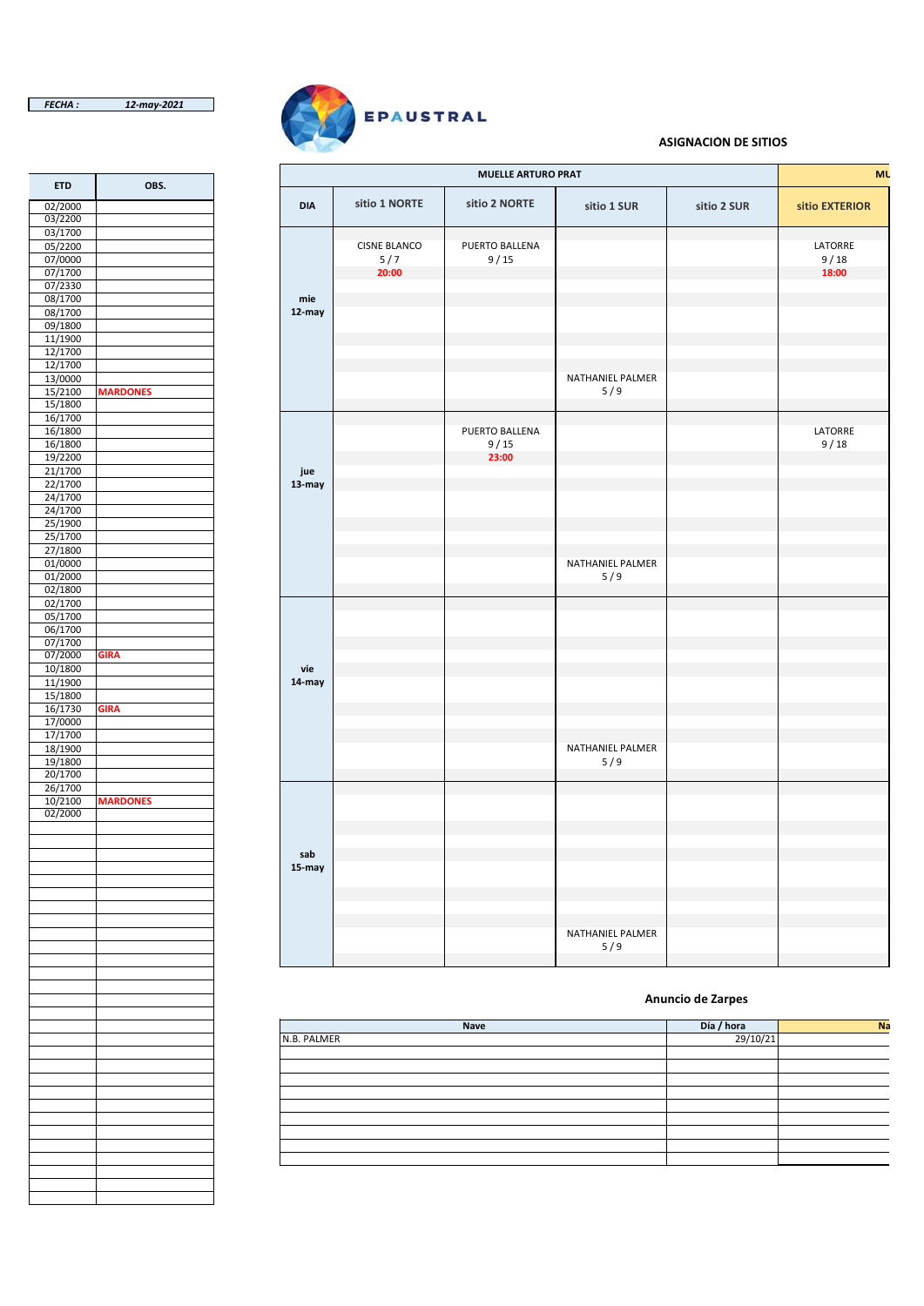**FECHA :** *12-may-2021*

EPAUSTRAL

### ASIGNACION DE SITIOS

| ETD | OBS. |
|---|---|
| 02/2000 | |
| 03/2200 | |
| 03/1700 | |
| 05/2200 | |
| 07/0000 | |
| 07/1700 | |
| 07/2330 | |
| 08/1700 | |
| 08/1700 | |
| 09/1800 | |
| 11/1900 | |
| 12/1700 | |
| 12/1700 | |
| 13/0000 | |
| 15/2100 | MARDONES |
| 15/1800 | |
| 16/1700 | |
| 16/1800 | |
| 16/1800 | |
| 19/2200 | |
| 21/1700 | |
| 22/1700 | |
| 24/1700 | |
| 24/1700 | |
| 25/1900 | |
| 25/1700 | |
| 27/1800 | |
| 01/0000 | |
| 01/2000 | |
| 02/1800 | |
| 02/1700 | |
| 05/1700 | |
| 06/1700 | |
| 07/1700 | |
| 07/2000 | GIRA |
| 10/1800 | |
| 11/1900 | |
| 15/1800 | |
| 16/1730 | GIRA |
| 17/0000 | |
| 17/1700 | |
| 18/1900 | |
| 19/1800 | |
| 20/1700 | |
| 26/1700 | |
| 10/2100 | MARDONES |
| 02/2000 | |

| | MUELLE ARTURO PRAT | | | | MU |
|---|---|---|---|---|---|
| DIA | sitio 1 NORTE | sitio 2 NORTE | sitio 1 SUR | sitio 2 SUR | sitio EXTERIOR |
| mie 12-may | CISNE BLANCO 5 / 7 20:00 | PUERTO BALLENA 9 / 15 | NATHANIEL PALMER 5 / 9 | | LATORRE 9 / 18 18:00 |
| jue 13-may | | PUERTO BALLENA 9 / 15 23:00 | NATHANIEL PALMER 5 / 9 | | LATORRE 9 / 18 |
| vie 14-may | | | NATHANIEL PALMER 5 / 9 | | |
| sab 15-may | | | NATHANIEL PALMER 5 / 9 | | |

### Anuncio de Zarpes

| Nave | Día / hora | Na |
|---|---|---|
| N.B. PALMER | 29/10/21 | |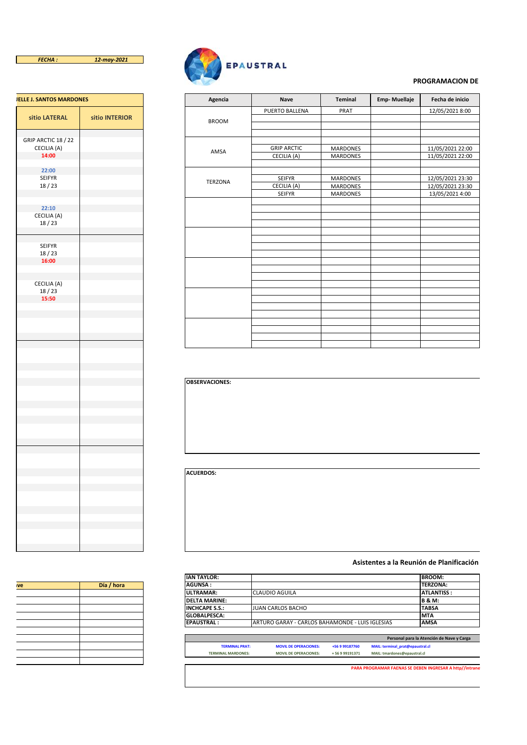| FECHA : | 12-may-2021 |
|---|---|

EPAUSTRAL

**PROGRAMACION DE**

| JELLE J. SANTOS MARDONES | |
|---|---|
| sitio LATERAL | sitio INTERIOR |
| GRIP ARCTIC 18 / 22<br>CECILIA (A)<br>14:00 | |
| 22:00<br>SEIFYR<br>18 / 23 | |
| 22:10<br>CECILIA (A)<br>18 / 23 | |
| SEIFYR<br>18 / 23<br>16:00 | |
| CECILIA (A)<br>18 / 23<br>15:50 | |

| Agencia | Nave | Teminal | Emp- Muellaje | Fecha de inicio |
|---|---|---|---|---|
| BROOM | PUERTO BALLENA | PRAT | | 12/05/2021 8:00 |
| AMSA | GRIP ARCTIC | MARDONES | | 11/05/2021 22:00 |
| | CECILIA (A) | MARDONES | | 11/05/2021 22:00 |
| TERZONA | SEIFYR | MARDONES | | 12/05/2021 23:30 |
| | CECILIA (A) | MARDONES | | 12/05/2021 23:30 |
| | SEIFYR | MARDONES | | 13/05/2021 4:00 |

**OBSERVACIONES:**

**ACUERDOS:**

| ve | Día / hora |
|---|---|
| | |

**Asistentes a la Reunión de Planificación**

| | | |
|---|---|---|
| IAN TAYLOR: | | BROOM: |
| AGUNSA : | | TERZONA: |
| ULTRAMAR: | CLAUDIO AGUILA | ATLANTISS : |
| DELTA MARINE: | | B & M: |
| INCHCAPE S.S.: | JUAN CARLOS BACHO | TABSA |
| GLOBALPESCA: | | MTA |
| EPAUSTRAL : | ARTURO GARAY - CARLOS BAHAMONDE - LUIS IGLESIAS | AMSA |

**Personal para la Atención de Nave y Carga**

| | | | |
|---|---|---|---|
| TERMINAL PRAT: | MOVIL DE OPERACIONES: | +56 9 99187760 | MAIL: terminal_prat@epaustral.cl |
| TERMINAL MARDONES: | MOVIL DE OPERACIONES: | + 56 9 99191371 | MAIL: tmardones@epaustral.cl |

PARA PROGRAMAR FAENAS SE DEBEN INGRESAR A http//intrane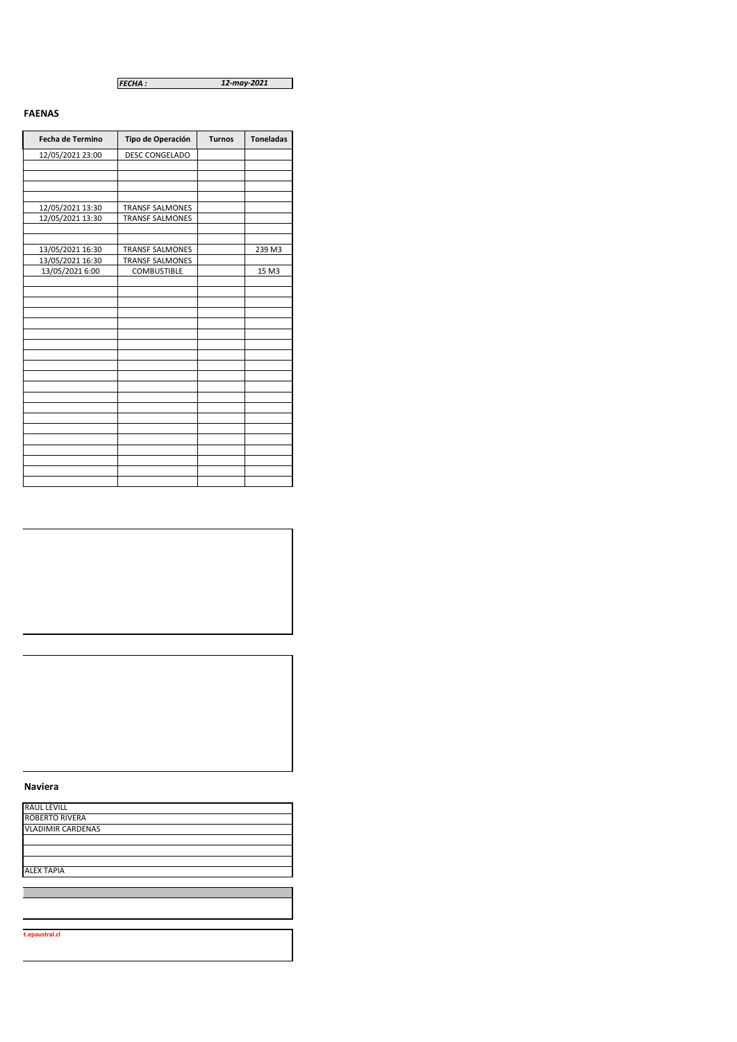*FECHA :* *12-may-2021*

**FAENAS**

| Fecha de Termino | Tipo de Operación | Turnos | Toneladas |
|---|---|---|---|
| 12/05/2021 23:00 | DESC CONGELADO | | |
| | | | |
| | | | |
| | | | |
| | | | |
| 12/05/2021 13:30 | TRANSF SALMONES | | |
| 12/05/2021 13:30 | TRANSF SALMONES | | |
| | | | |
| | | | |
| 13/05/2021 16:30 | TRANSF SALMONES | | 239 M3 |
| 13/05/2021 16:30 | TRANSF SALMONES | | |
| 13/05/2021 6:00 | COMBUSTIBLE | | 15 M3 |
| | | | |
| | | | |
| | | | |
| | | | |
| | | | |
| | | | |
| | | | |
| | | | |
| | | | |
| | | | |
| | | | |
| | | | |
| | | | |
| | | | |
| | | | |
| | | | |
| | | | |
| | | | |
| | | | |
| | | | |

**Naviera**

| |
|---|
| RAUL LEVILL |
| ROBERTO RIVERA |
| VLADIMIR CARDENAS |
| |
| |
| |
| ALEX TAPIA |

t.epaustral.cl